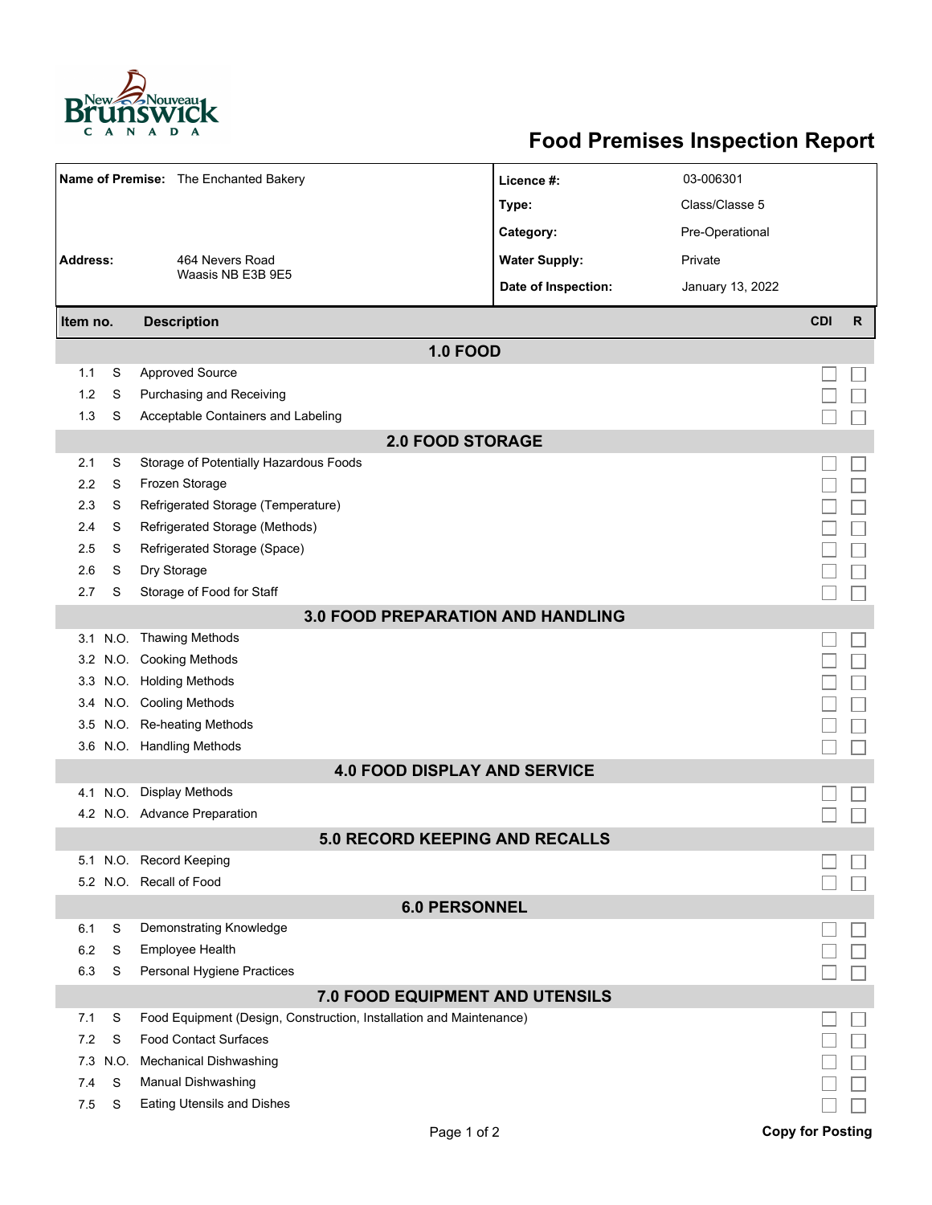# Food Premises Inspection Report

| | | | |
|---|---|---|---|
| **Name of Premise:** | The Enchanted Bakery | **Licence #:** | 03-006301 |
| | | **Type:** | Class/Classe 5 |
| | | **Category:** | Pre-Operational |
| **Address:** | 464 Nevers Road<br>Waasis NB E3B 9E5 | **Water Supply:** | Private |
| | | **Date of Inspection:** | January 13, 2022 |

| Item no. | | Description | CDI | R |
|---|---|---|---|---|
| **1.0 FOOD** | | | | |
| 1.1 | S | Approved Source | ☐ | ☐ |
| 1.2 | S | Purchasing and Receiving | ☐ | ☐ |
| 1.3 | S | Acceptable Containers and Labeling | ☐ | ☐ |
| **2.0 FOOD STORAGE** | | | | |
| 2.1 | S | Storage of Potentially Hazardous Foods | ☐ | ☐ |
| 2.2 | S | Frozen Storage | ☐ | ☐ |
| 2.3 | S | Refrigerated Storage (Temperature) | ☐ | ☐ |
| 2.4 | S | Refrigerated Storage (Methods) | ☐ | ☐ |
| 2.5 | S | Refrigerated Storage (Space) | ☐ | ☐ |
| 2.6 | S | Dry Storage | ☐ | ☐ |
| 2.7 | S | Storage of Food for Staff | ☐ | ☐ |
| **3.0 FOOD PREPARATION AND HANDLING** | | | | |
| 3.1 | N.O. | Thawing Methods | ☐ | ☐ |
| 3.2 | N.O. | Cooking Methods | ☐ | ☐ |
| 3.3 | N.O. | Holding Methods | ☐ | ☐ |
| 3.4 | N.O. | Cooling Methods | ☐ | ☐ |
| 3.5 | N.O. | Re-heating Methods | ☐ | ☐ |
| 3.6 | N.O. | Handling Methods | ☐ | ☐ |
| **4.0 FOOD DISPLAY AND SERVICE** | | | | |
| 4.1 | N.O. | Display Methods | ☐ | ☐ |
| 4.2 | N.O. | Advance Preparation | ☐ | ☐ |
| **5.0 RECORD KEEPING AND RECALLS** | | | | |
| 5.1 | N.O. | Record Keeping | ☐ | ☐ |
| 5.2 | N.O. | Recall of Food | ☐ | ☐ |
| **6.0 PERSONNEL** | | | | |
| 6.1 | S | Demonstrating Knowledge | ☐ | ☐ |
| 6.2 | S | Employee Health | ☐ | ☐ |
| 6.3 | S | Personal Hygiene Practices | ☐ | ☐ |
| **7.0 FOOD EQUIPMENT AND UTENSILS** | | | | |
| 7.1 | S | Food Equipment (Design, Construction, Installation and Maintenance) | ☐ | ☐ |
| 7.2 | S | Food Contact Surfaces | ☐ | ☐ |
| 7.3 | N.O. | Mechanical Dishwashing | ☐ | ☐ |
| 7.4 | S | Manual Dishwashing | ☐ | ☐ |
| 7.5 | S | Eating Utensils and Dishes | ☐ | ☐ |

**Copy for Posting**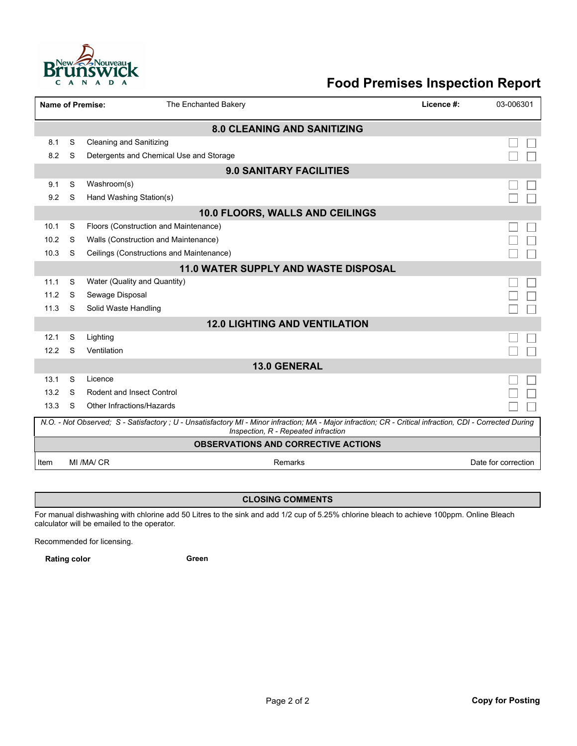# Food Premises Inspection Report

| Name of Premise: | The Enchanted Bakery | Licence #: | 03-006301 |
|---|---|---|---|

## 8.0 CLEANING AND SANITIZING

| | | | | |
|---|---|---|---|---|
| 8.1 | S | Cleaning and Sanitizing | ☐ | ☐ |
| 8.2 | S | Detergents and Chemical Use and Storage | ☐ | ☐ |

## 9.0 SANITARY FACILITIES

| | | | | |
|---|---|---|---|---|
| 9.1 | S | Washroom(s) | ☐ | ☐ |
| 9.2 | S | Hand Washing Station(s) | ☐ | ☐ |

## 10.0 FLOORS, WALLS AND CEILINGS

| | | | | |
|---|---|---|---|---|
| 10.1 | S | Floors (Construction and Maintenance) | ☐ | ☐ |
| 10.2 | S | Walls (Construction and Maintenance) | ☐ | ☐ |
| 10.3 | S | Ceilings (Constructions and Maintenance) | ☐ | ☐ |

## 11.0 WATER SUPPLY AND WASTE DISPOSAL

| | | | | |
|---|---|---|---|---|
| 11.1 | S | Water (Quality and Quantity) | ☐ | ☐ |
| 11.2 | S | Sewage Disposal | ☐ | ☐ |
| 11.3 | S | Solid Waste Handling | ☐ | ☐ |

## 12.0 LIGHTING AND VENTILATION

| | | | | |
|---|---|---|---|---|
| 12.1 | S | Lighting | ☐ | ☐ |
| 12.2 | S | Ventilation | ☐ | ☐ |

## 13.0 GENERAL

| | | | | |
|---|---|---|---|---|
| 13.1 | S | Licence | ☐ | ☐ |
| 13.2 | S | Rodent and Insect Control | ☐ | ☐ |
| 13.3 | S | Other Infractions/Hazards | ☐ | ☐ |

*N.O. - Not Observed; S - Satisfactory ; U - Unsatisfactory MI - Minor infraction; MA - Major infraction; CR - Critical infraction, CDI - Corrected During Inspection, R - Repeated infraction*

## OBSERVATIONS AND CORRECTIVE ACTIONS

| Item | MI /MA/ CR | Remarks | Date for correction |
|---|---|---|---|

## CLOSING COMMENTS

For manual dishwashing with chlorine add 50 Litres to the sink and add 1/2 cup of 5.25% chlorine bleach to achieve 100ppm. Online Bleach calculator will be emailed to the operator.

Recommended for licensing.

**Rating color** **Green**

**Copy for Posting**